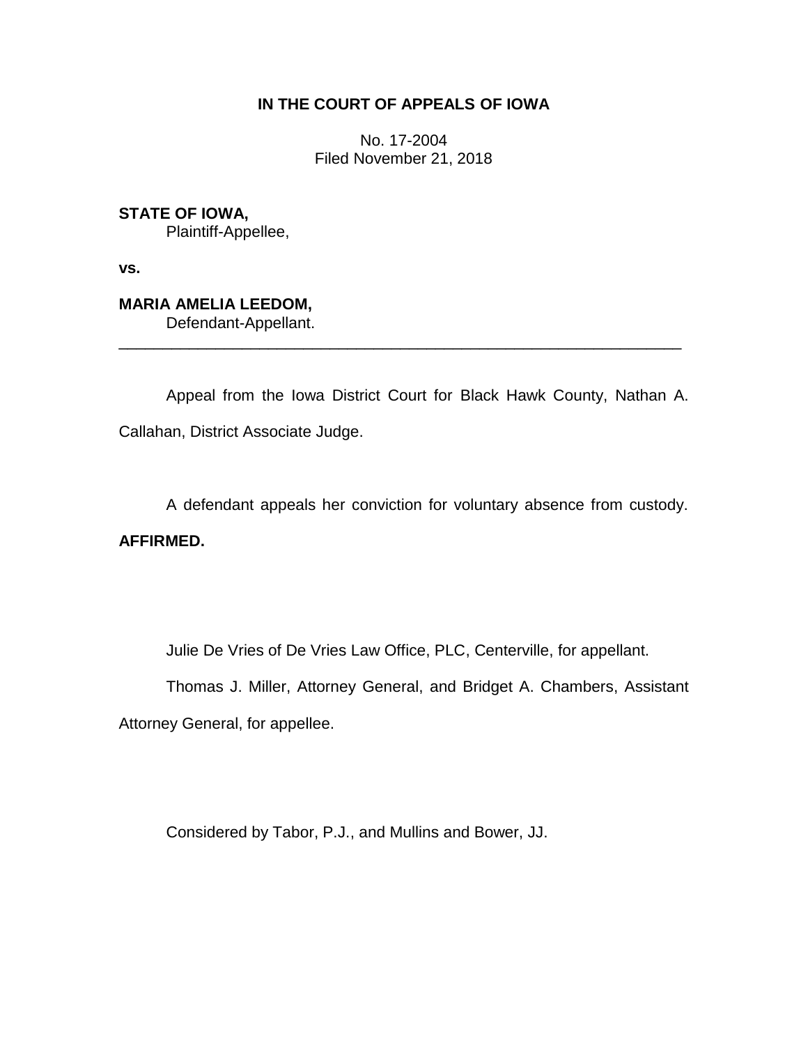**IN THE COURT OF APPEALS OF IOWA**

No. 17-2004
Filed November 21, 2018

**STATE OF IOWA,**
Plaintiff-Appellee,

**vs.**

**MARIA AMELIA LEEDOM,**
Defendant-Appellant.

---

Appeal from the Iowa District Court for Black Hawk County, Nathan A. Callahan, District Associate Judge.

A defendant appeals her conviction for voluntary absence from custody. **AFFIRMED.**

Julie De Vries of De Vries Law Office, PLC, Centerville, for appellant.

Thomas J. Miller, Attorney General, and Bridget A. Chambers, Assistant Attorney General, for appellee.

Considered by Tabor, P.J., and Mullins and Bower, JJ.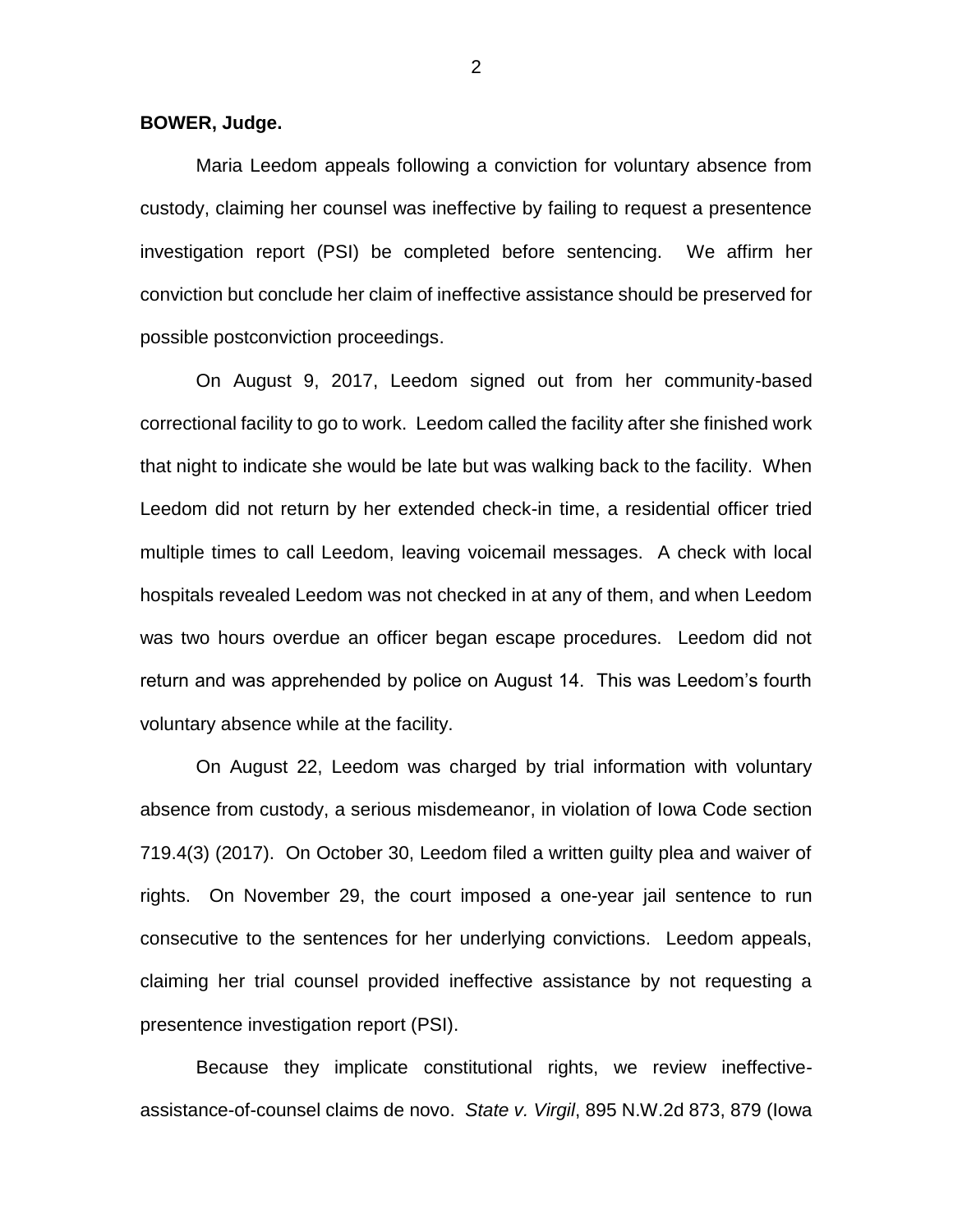**BOWER, Judge.**

Maria Leedom appeals following a conviction for voluntary absence from custody, claiming her counsel was ineffective by failing to request a presentence investigation report (PSI) be completed before sentencing. We affirm her conviction but conclude her claim of ineffective assistance should be preserved for possible postconviction proceedings.

On August 9, 2017, Leedom signed out from her community-based correctional facility to go to work. Leedom called the facility after she finished work that night to indicate she would be late but was walking back to the facility. When Leedom did not return by her extended check-in time, a residential officer tried multiple times to call Leedom, leaving voicemail messages. A check with local hospitals revealed Leedom was not checked in at any of them, and when Leedom was two hours overdue an officer began escape procedures. Leedom did not return and was apprehended by police on August 14. This was Leedom's fourth voluntary absence while at the facility.

On August 22, Leedom was charged by trial information with voluntary absence from custody, a serious misdemeanor, in violation of Iowa Code section 719.4(3) (2017). On October 30, Leedom filed a written guilty plea and waiver of rights. On November 29, the court imposed a one-year jail sentence to run consecutive to the sentences for her underlying convictions. Leedom appeals, claiming her trial counsel provided ineffective assistance by not requesting a presentence investigation report (PSI).

Because they implicate constitutional rights, we review ineffective-assistance-of-counsel claims de novo. *State v. Virgil*, 895 N.W.2d 873, 879 (Iowa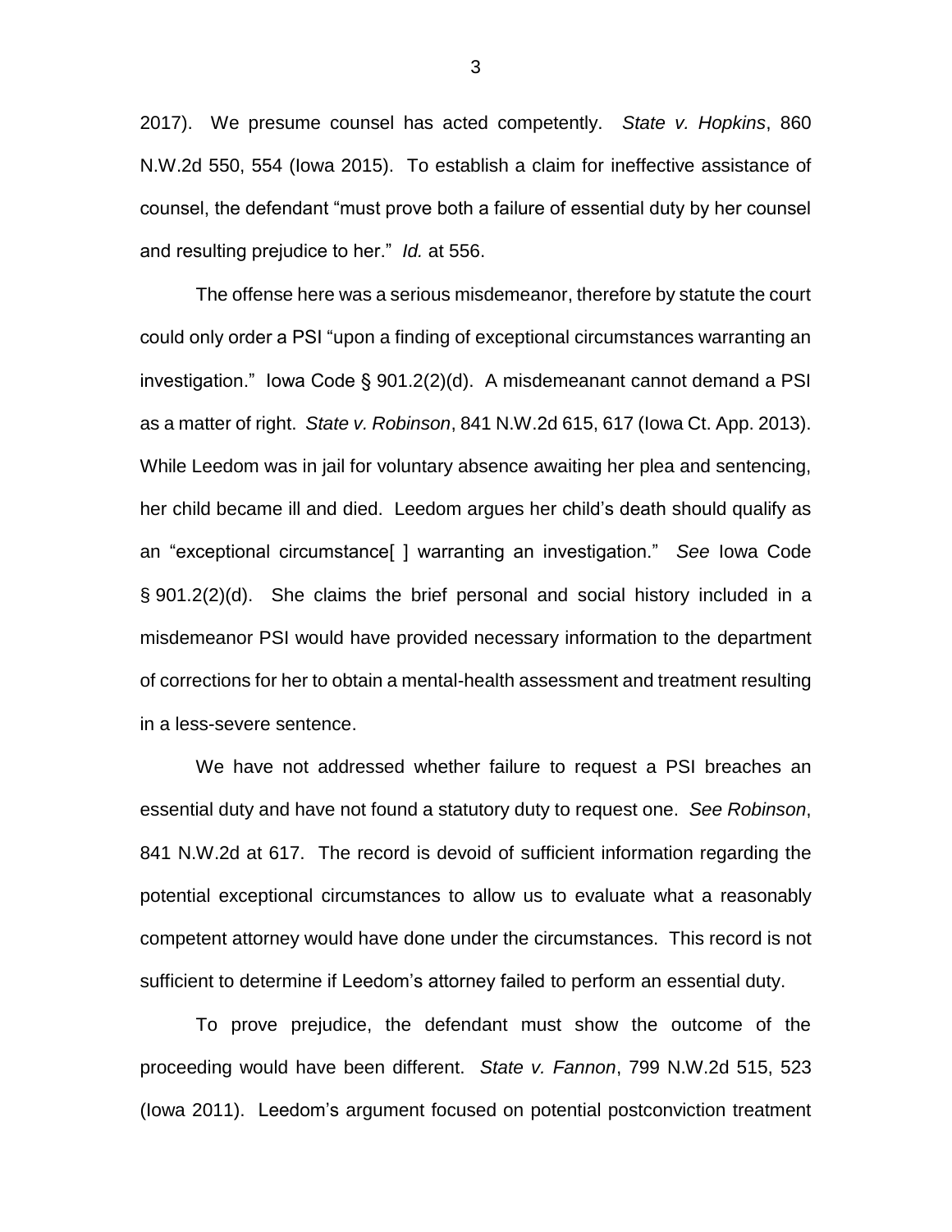2017). We presume counsel has acted competently. *State v. Hopkins*, 860 N.W.2d 550, 554 (Iowa 2015). To establish a claim for ineffective assistance of counsel, the defendant "must prove both a failure of essential duty by her counsel and resulting prejudice to her." *Id.* at 556.

The offense here was a serious misdemeanor, therefore by statute the court could only order a PSI "upon a finding of exceptional circumstances warranting an investigation." Iowa Code § 901.2(2)(d). A misdemeanant cannot demand a PSI as a matter of right. *State v. Robinson*, 841 N.W.2d 615, 617 (Iowa Ct. App. 2013). While Leedom was in jail for voluntary absence awaiting her plea and sentencing, her child became ill and died. Leedom argues her child's death should qualify as an "exceptional circumstance[ ] warranting an investigation." *See* Iowa Code § 901.2(2)(d). She claims the brief personal and social history included in a misdemeanor PSI would have provided necessary information to the department of corrections for her to obtain a mental-health assessment and treatment resulting in a less-severe sentence.

We have not addressed whether failure to request a PSI breaches an essential duty and have not found a statutory duty to request one. *See Robinson*, 841 N.W.2d at 617. The record is devoid of sufficient information regarding the potential exceptional circumstances to allow us to evaluate what a reasonably competent attorney would have done under the circumstances. This record is not sufficient to determine if Leedom's attorney failed to perform an essential duty.

To prove prejudice, the defendant must show the outcome of the proceeding would have been different. *State v. Fannon*, 799 N.W.2d 515, 523 (Iowa 2011). Leedom's argument focused on potential postconviction treatment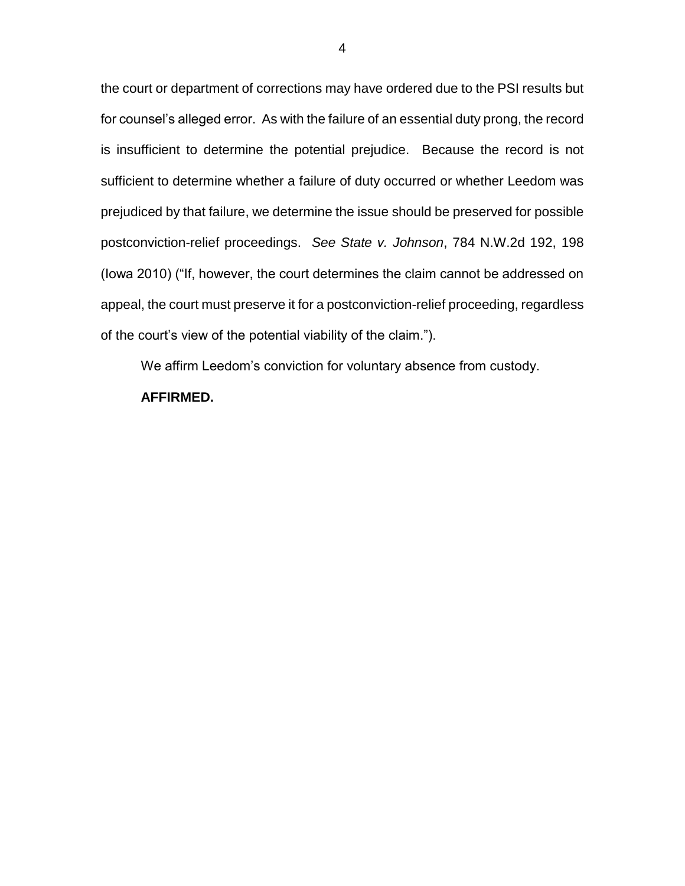the court or department of corrections may have ordered due to the PSI results but for counsel's alleged error. As with the failure of an essential duty prong, the record is insufficient to determine the potential prejudice. Because the record is not sufficient to determine whether a failure of duty occurred or whether Leedom was prejudiced by that failure, we determine the issue should be preserved for possible postconviction-relief proceedings. *See State v. Johnson*, 784 N.W.2d 192, 198 (Iowa 2010) ("If, however, the court determines the claim cannot be addressed on appeal, the court must preserve it for a postconviction-relief proceeding, regardless of the court's view of the potential viability of the claim.").

We affirm Leedom's conviction for voluntary absence from custody.

**AFFIRMED.**